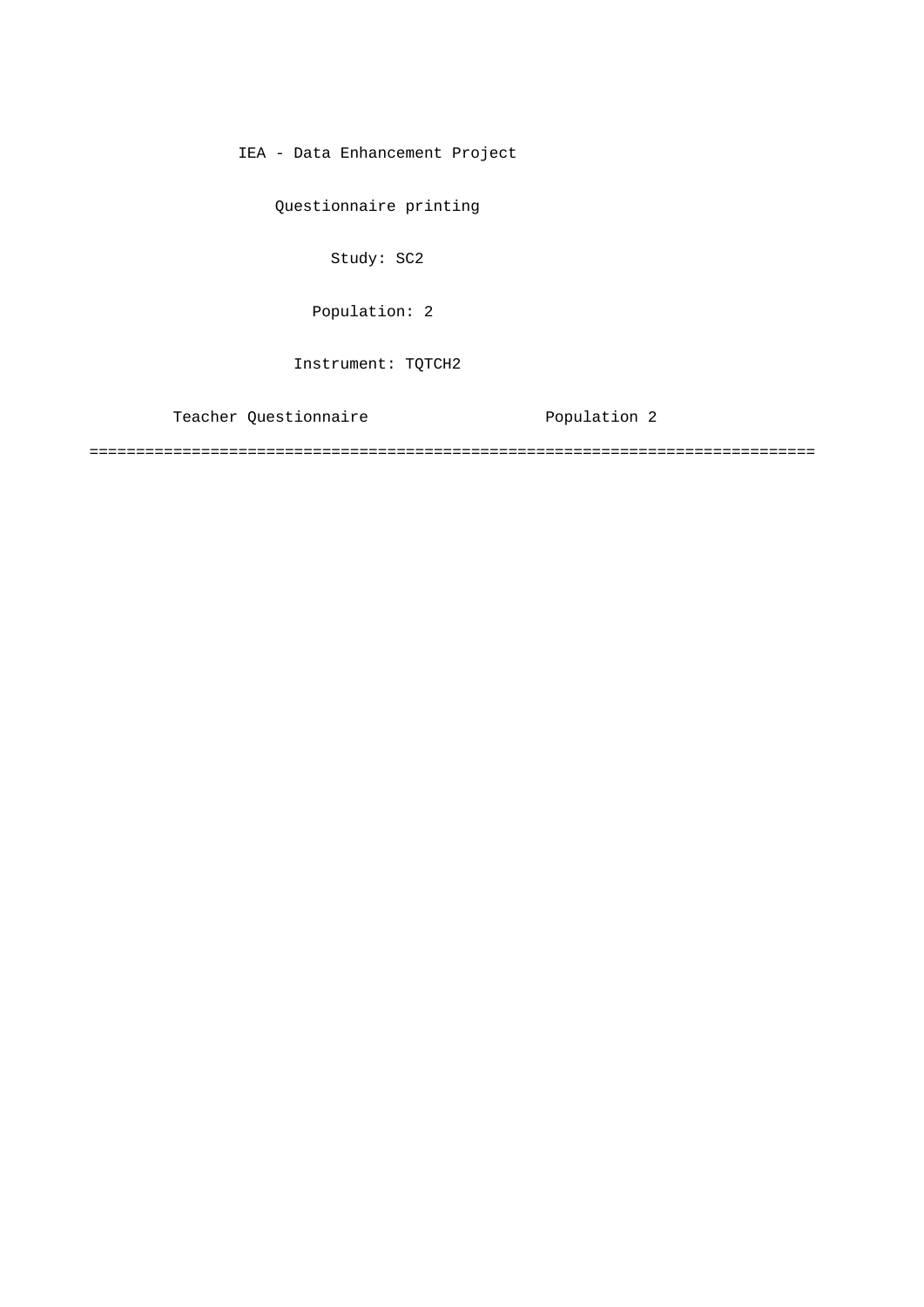IEA - Data Enhancement Project

Questionnaire printing

Study: SC2

Population: 2

Instrument: TQTCH2

Teacher Questionnaire Population 2

===============================================================================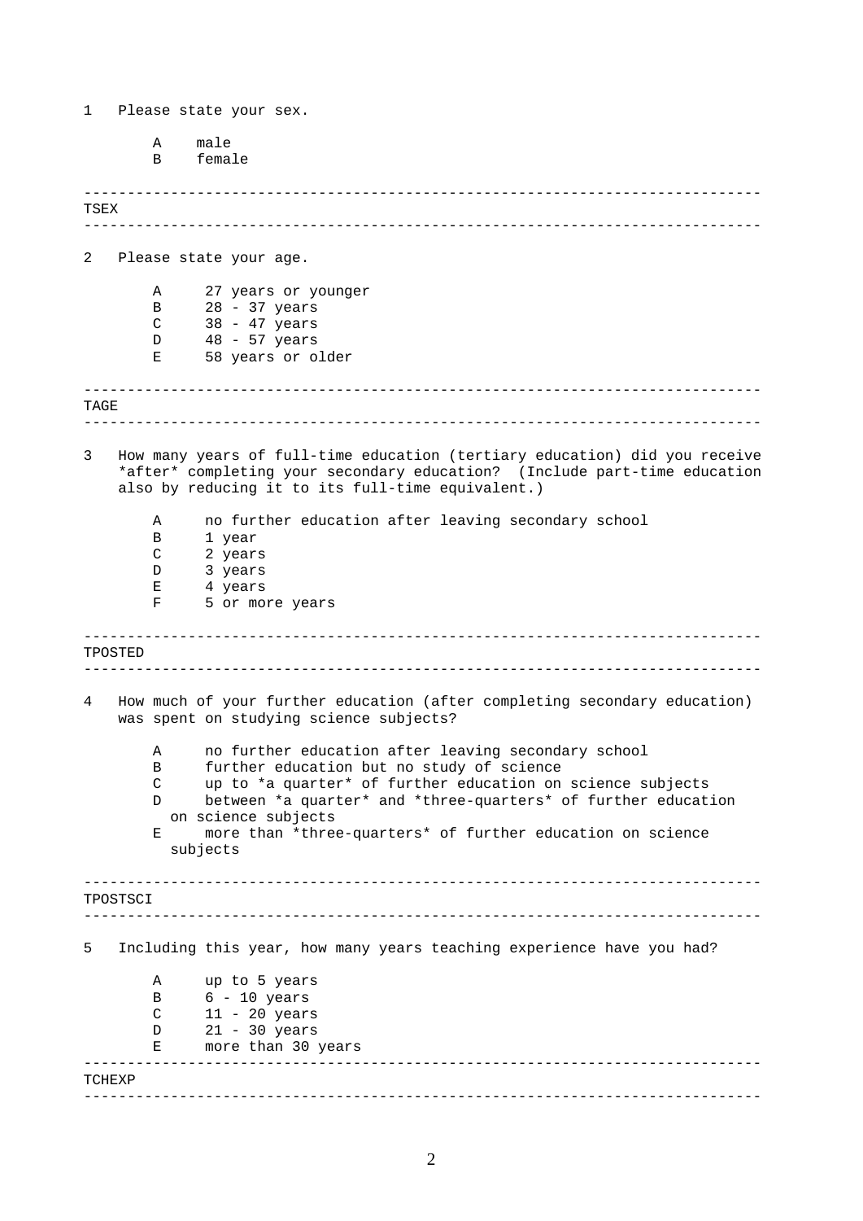1 Please state your sex.

- A male
- B female

---

TSEX

---

2 Please state your age.

- A 27 years or younger
- B 28 - 37 years
- C 38 - 47 years
- D 48 - 57 years
- E 58 years or older

---

TAGE

---

3 How many years of full-time education (tertiary education) did you receive *after* completing your secondary education? (Include part-time education also by reducing it to its full-time equivalent.)

- A no further education after leaving secondary school
- B 1 year
- C 2 years
- D 3 years
- E 4 years
- F 5 or more years

---

TPOSTED

---

4 How much of your further education (after completing secondary education) was spent on studying science subjects?

- A no further education after leaving secondary school
- B further education but no study of science
- C up to *a quarter* of further education on science subjects
- D between *a quarter* and *three-quarters* of further education on science subjects
- E more than *three-quarters* of further education on science subjects

---

TPOSTSCI

---

5 Including this year, how many years teaching experience have you had?

- A up to 5 years
- B 6 - 10 years
- C 11 - 20 years
- D 21 - 30 years
- E more than 30 years

---

TCHEXP

---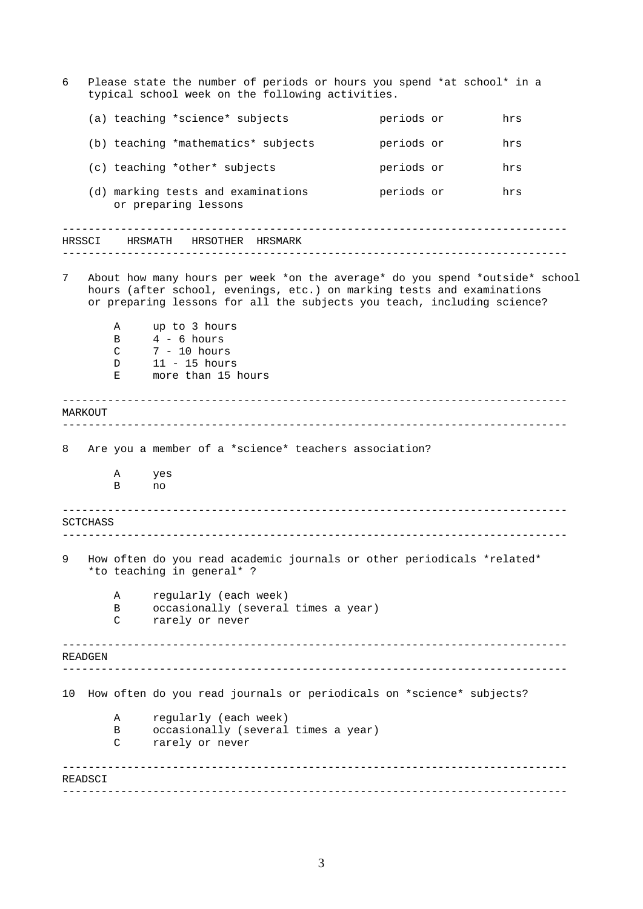6 Please state the number of periods or hours you spend \*at school\* in a typical school week on the following activities.

| | | |
|---|---|---|
| (a) teaching \*science\* subjects | periods or | hrs |
| (b) teaching \*mathematics\* subjects | periods or | hrs |
| (c) teaching \*other\* subjects | periods or | hrs |
| (d) marking tests and examinations or preparing lessons | periods or | hrs |

---

HRSSCI HRSMATH HRSOTHER HRSMARK

---

7 About how many hours per week \*on the average\* do you spend \*outside\* school hours (after school, evenings, etc.) on marking tests and examinations or preparing lessons for all the subjects you teach, including science?

A up to 3 hours
B 4 - 6 hours
C 7 - 10 hours
D 11 - 15 hours
E more than 15 hours

---

MARKOUT

---

8 Are you a member of a \*science\* teachers association?

A yes
B no

---

SCTCHASS

---

9 How often do you read academic journals or other periodicals \*related\* \*to teaching in general\* ?

A regularly (each week)
B occasionally (several times a year)
C rarely or never

---

READGEN

---

10 How often do you read journals or periodicals on \*science\* subjects?

A regularly (each week)
B occasionally (several times a year)
C rarely or never

---

READSCI

---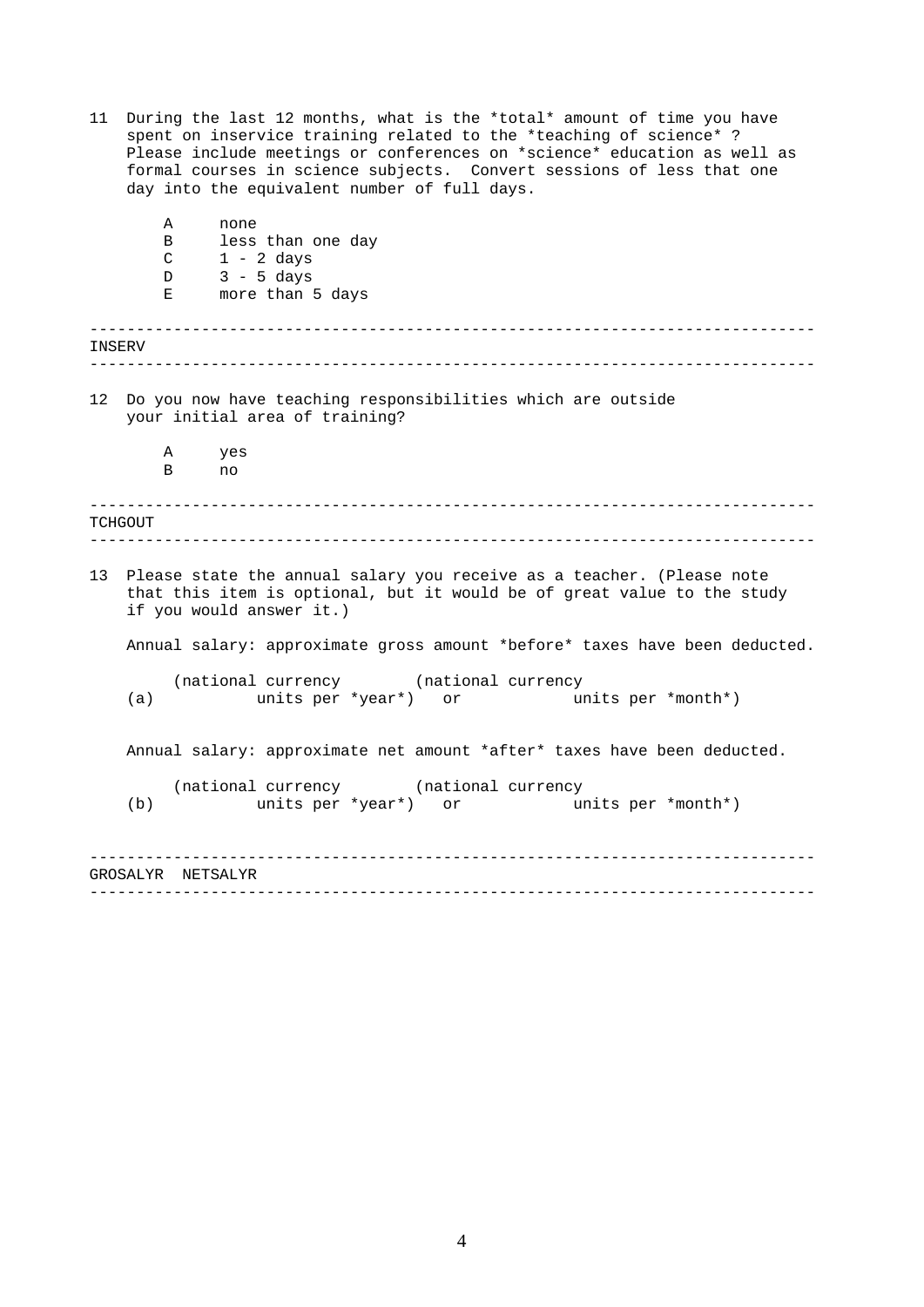11 During the last 12 months, what is the *total* amount of time you have spent on inservice training related to the *teaching of science* ? Please include meetings or conferences on *science* education as well as formal courses in science subjects. Convert sessions of less that one day into the equivalent number of full days.

- A none
- B less than one day
- C 1 - 2 days
- D 3 - 5 days
- E more than 5 days

---

INSERV

---

12 Do you now have teaching responsibilities which are outside your initial area of training?

- A yes
- B no

---

TCHGOUT

---

13 Please state the annual salary you receive as a teacher. (Please note that this item is optional, but it would be of great value to the study if you would answer it.)

Annual salary: approximate gross amount *before* taxes have been deducted.

(a) (national currency units per *year*) or (national currency units per *month*)

Annual salary: approximate net amount *after* taxes have been deducted.

(b) (national currency units per *year*) or (national currency units per *month*)

---

GROSALYR NETSALYR

---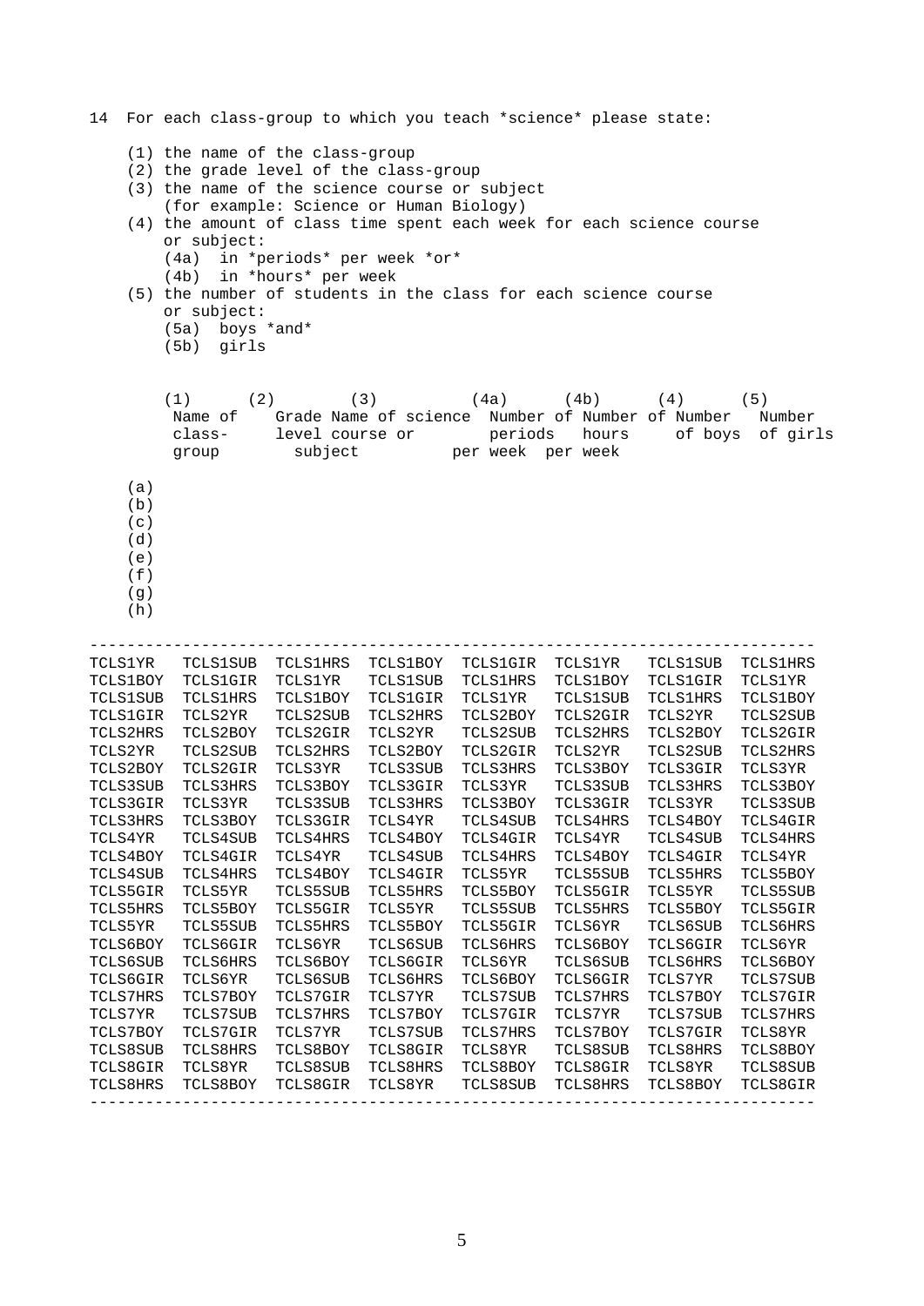14 For each class-group to which you teach *science* please state:

(1) the name of the class-group
(2) the grade level of the class-group
(3) the name of the science course or subject
    (for example: Science or Human Biology)
(4) the amount of class time spent each week for each science course
    or subject:
    (4a) in *periods* per week *or*
    (4b) in *hours* per week
(5) the number of students in the class for each science course
    or subject:
    (5a) boys *and*
    (5b) girls

| | (1) Name of class-group | (2) Grade level | (3) Name of science course or subject | (4a) Number of periods per week | (4b) Number of hours per week | (4) Number of boys | (5) Number of girls |
|---|---|---|---|---|---|---|---|
| (a) | | | | | | | |
| (b) | | | | | | | |
| (c) | | | | | | | |
| (d) | | | | | | | |
| (e) | | | | | | | |
| (f) | | | | | | | |
| (g) | | | | | | | |
| (h) | | | | | | | |

```
---------------------------------------------------------------------------------
TCLS1YR   TCLS1SUB  TCLS1HRS  TCLS1BOY  TCLS1GIR  TCLS1YR   TCLS1SUB  TCLS1HRS
TCLS1BOY  TCLS1GIR  TCLS1YR   TCLS1SUB  TCLS1HRS  TCLS1BOY  TCLS1GIR  TCLS1YR
TCLS1SUB  TCLS1HRS  TCLS1BOY  TCLS1GIR  TCLS1YR   TCLS1SUB  TCLS1HRS  TCLS1BOY
TCLS1GIR  TCLS2YR   TCLS2SUB  TCLS2HRS  TCLS2BOY  TCLS2GIR  TCLS2YR   TCLS2SUB
TCLS2HRS  TCLS2BOY  TCLS2GIR  TCLS2YR   TCLS2SUB  TCLS2HRS  TCLS2BOY  TCLS2GIR
TCLS2YR   TCLS2SUB  TCLS2HRS  TCLS2BOY  TCLS2GIR  TCLS2YR   TCLS2SUB  TCLS2HRS
TCLS2BOY  TCLS2GIR  TCLS3YR   TCLS3SUB  TCLS3HRS  TCLS3BOY  TCLS3GIR  TCLS3YR
TCLS3SUB  TCLS3HRS  TCLS3BOY  TCLS3GIR  TCLS3YR   TCLS3SUB  TCLS3HRS  TCLS3BOY
TCLS3GIR  TCLS3YR   TCLS3SUB  TCLS3HRS  TCLS3BOY  TCLS3GIR  TCLS3YR   TCLS3SUB
TCLS3HRS  TCLS3BOY  TCLS3GIR  TCLS4YR   TCLS4SUB  TCLS4HRS  TCLS4BOY  TCLS4GIR
TCLS4YR   TCLS4SUB  TCLS4HRS  TCLS4BOY  TCLS4GIR  TCLS4YR   TCLS4SUB  TCLS4HRS
TCLS4BOY  TCLS4GIR  TCLS4YR   TCLS4SUB  TCLS4HRS  TCLS4BOY  TCLS4GIR  TCLS4YR
TCLS4SUB  TCLS4HRS  TCLS4BOY  TCLS4GIR  TCLS5YR   TCLS5SUB  TCLS5HRS  TCLS5BOY
TCLS5GIR  TCLS5YR   TCLS5SUB  TCLS5HRS  TCLS5BOY  TCLS5GIR  TCLS5YR   TCLS5SUB
TCLS5HRS  TCLS5BOY  TCLS5GIR  TCLS5YR   TCLS5SUB  TCLS5HRS  TCLS5BOY  TCLS5GIR
TCLS5YR   TCLS5SUB  TCLS5HRS  TCLS5BOY  TCLS5GIR  TCLS6YR   TCLS6SUB  TCLS6HRS
TCLS6BOY  TCLS6GIR  TCLS6YR   TCLS6SUB  TCLS6HRS  TCLS6BOY  TCLS6GIR  TCLS6YR
TCLS6SUB  TCLS6HRS  TCLS6BOY  TCLS6GIR  TCLS6YR   TCLS6SUB  TCLS6HRS  TCLS6BOY
TCLS6GIR  TCLS6YR   TCLS6SUB  TCLS6HRS  TCLS6BOY  TCLS6GIR  TCLS7YR   TCLS7SUB
TCLS7HRS  TCLS7BOY  TCLS7GIR  TCLS7YR   TCLS7SUB  TCLS7HRS  TCLS7BOY  TCLS7GIR
TCLS7YR   TCLS7SUB  TCLS7HRS  TCLS7BOY  TCLS7GIR  TCLS7YR   TCLS7SUB  TCLS7HRS
TCLS7BOY  TCLS7GIR  TCLS7YR   TCLS7SUB  TCLS7HRS  TCLS7BOY  TCLS7GIR  TCLS8YR
TCLS8SUB  TCLS8HRS  TCLS8BOY  TCLS8GIR  TCLS8YR   TCLS8SUB  TCLS8HRS  TCLS8BOY
TCLS8GIR  TCLS8YR   TCLS8SUB  TCLS8HRS  TCLS8BOY  TCLS8GIR  TCLS8YR   TCLS8SUB
TCLS8HRS  TCLS8BOY  TCLS8GIR  TCLS8YR   TCLS8SUB  TCLS8HRS  TCLS8BOY  TCLS8GIR
---------------------------------------------------------------------------------
```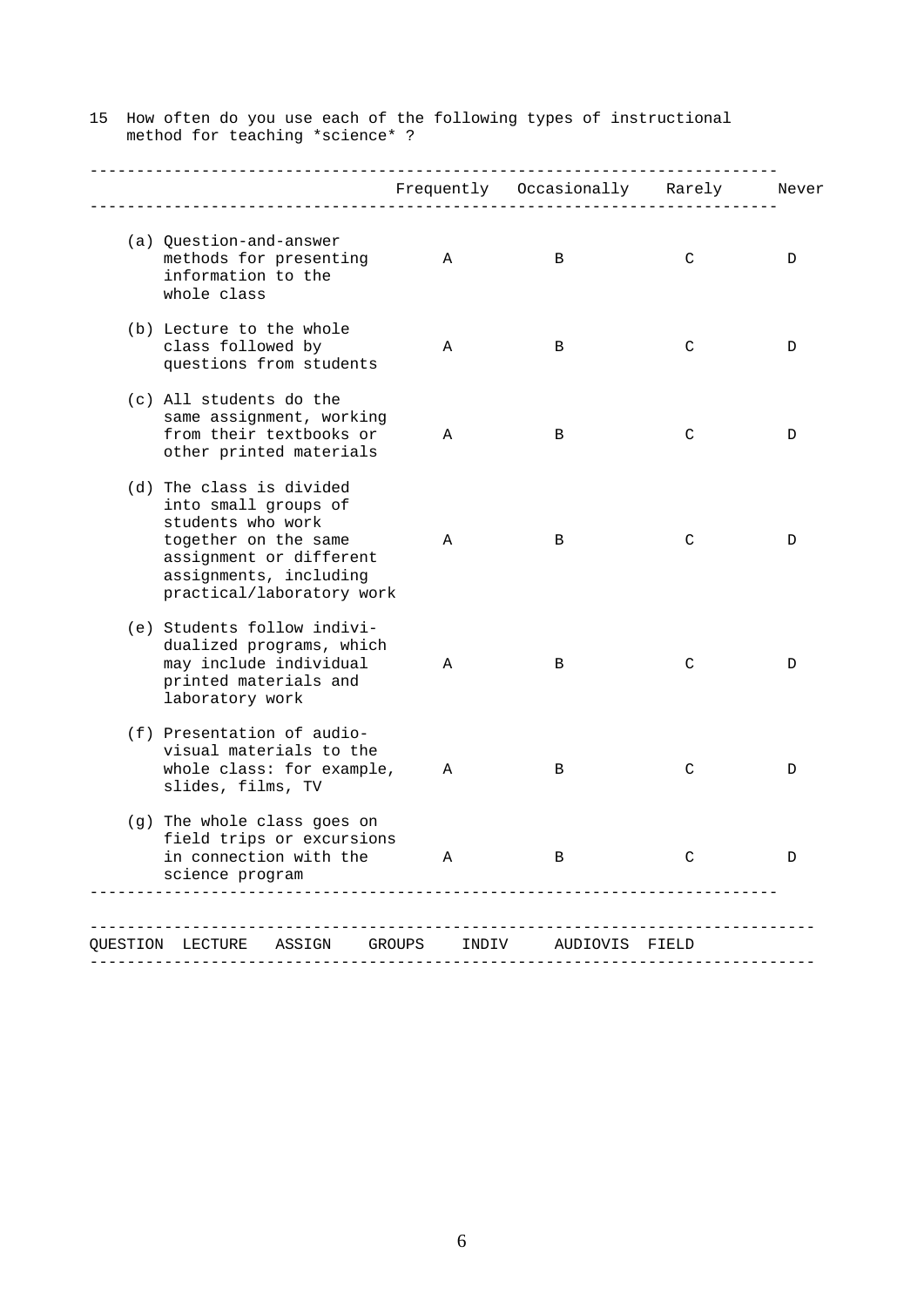15 How often do you use each of the following types of instructional method for teaching *science* ?

| | Frequently | Occasionally | Rarely | Never |
|---|---|---|---|---|
| (a) Question-and-answer methods for presenting information to the whole class | A | B | C | D |
| (b) Lecture to the whole class followed by questions from students | A | B | C | D |
| (c) All students do the same assignment, working from their textbooks or other printed materials | A | B | C | D |
| (d) The class is divided into small groups of students who work together on the same assignment or different assignments, including practical/laboratory work | A | B | C | D |
| (e) Students follow individualized programs, which may include individual printed materials and laboratory work | A | B | C | D |
| (f) Presentation of audio-visual materials to the whole class: for example, slides, films, TV | A | B | C | D |
| (g) The whole class goes on field trips or excursions in connection with the science program | A | B | C | D |

| QUESTION | LECTURE | ASSIGN | GROUPS | INDIV | AUDIOVIS | FIELD |
|---|---|---|---|---|---|---|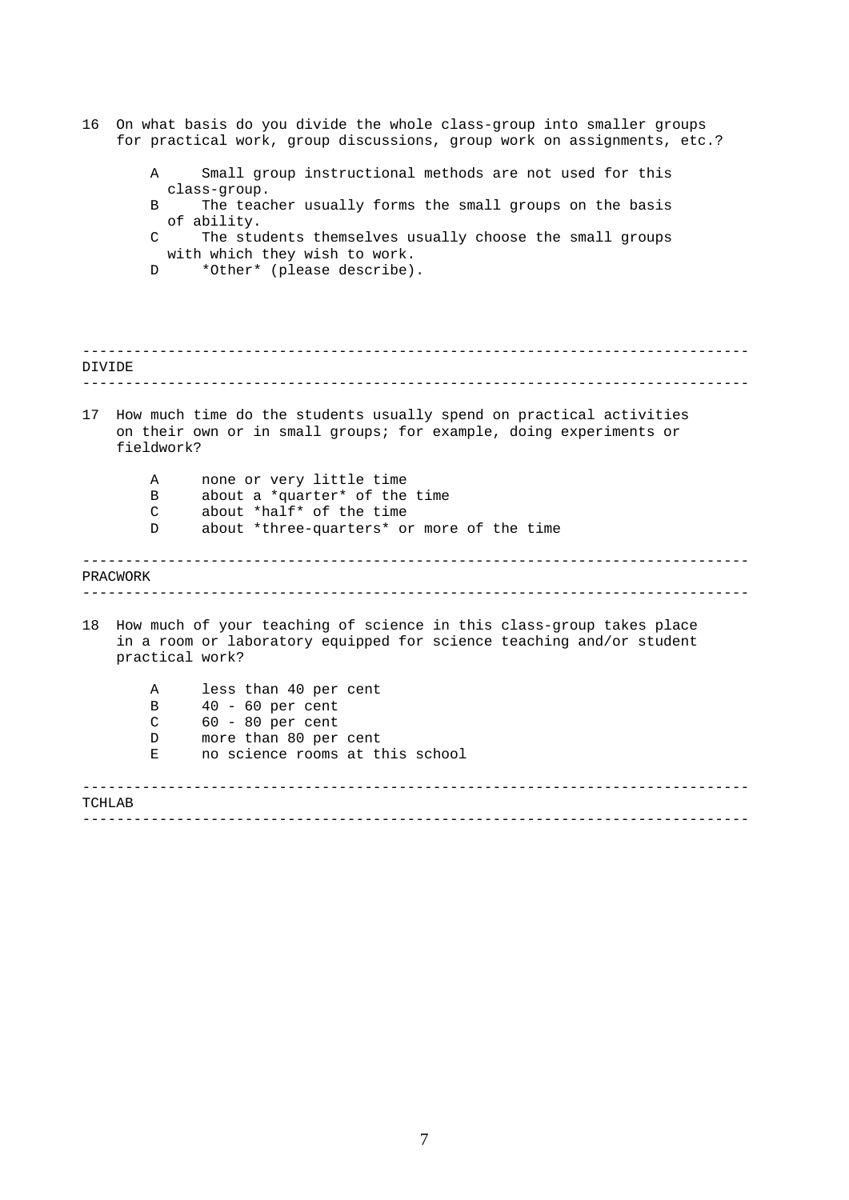16 On what basis do you divide the whole class-group into smaller groups for practical work, group discussions, group work on assignments, etc.?

- A Small group instructional methods are not used for this class-group.
- B The teacher usually forms the small groups on the basis of ability.
- C The students themselves usually choose the small groups with which they wish to work.
- D *Other* (please describe).

---

DIVIDE

---

17 How much time do the students usually spend on practical activities on their own or in small groups; for example, doing experiments or fieldwork?

- A none or very little time
- B about a *quarter* of the time
- C about *half* of the time
- D about *three-quarters* or more of the time

---

PRACWORK

---

18 How much of your teaching of science in this class-group takes place in a room or laboratory equipped for science teaching and/or student practical work?

- A less than 40 per cent
- B 40 - 60 per cent
- C 60 - 80 per cent
- D more than 80 per cent
- E no science rooms at this school

---

TCHLAB

---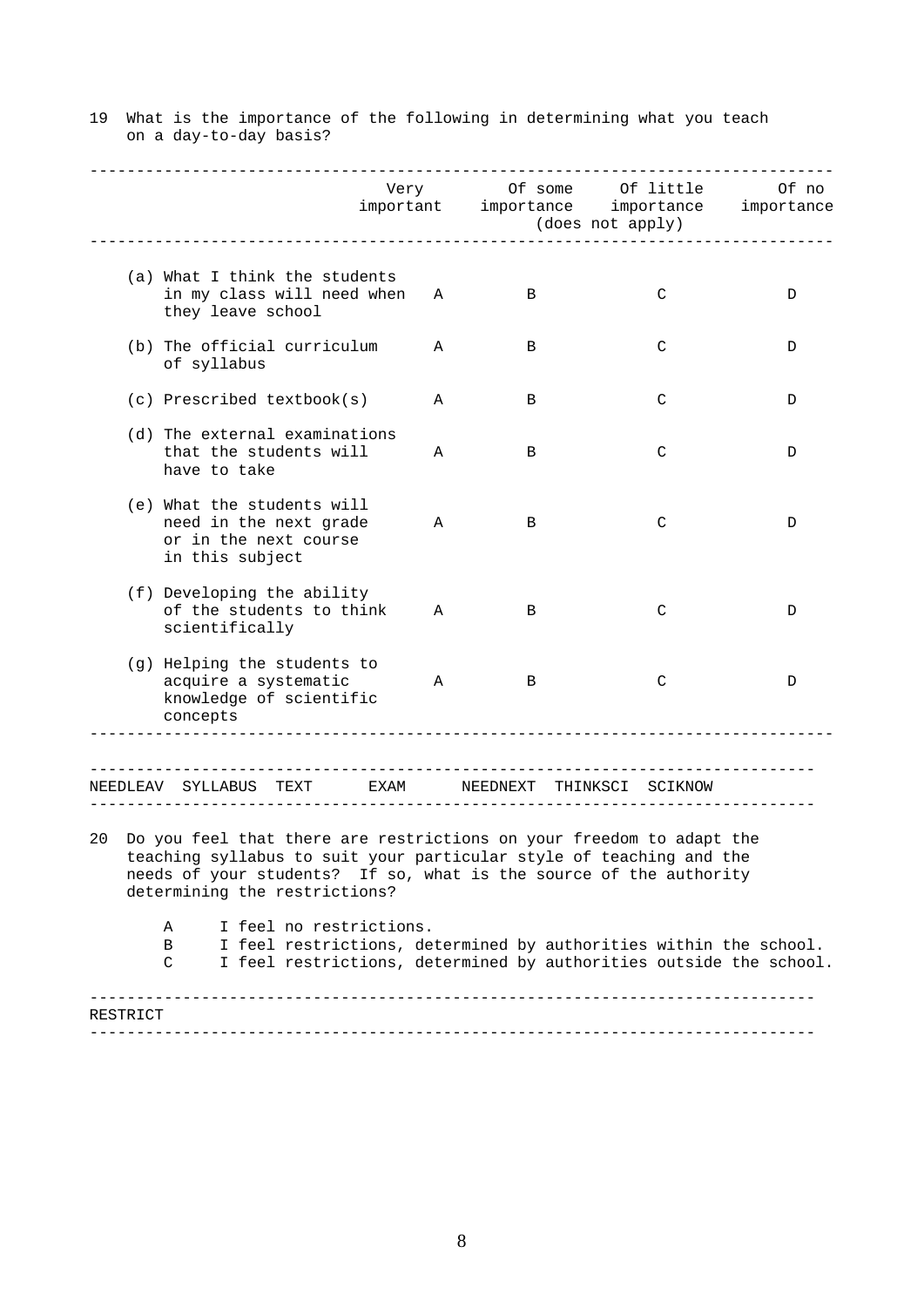19 What is the importance of the following in determining what you teach on a day-to-day basis?

| | Very important | Of some importance | Of little importance (does not apply) | Of no importance |
|---|---|---|---|---|
| (a) What I think the students in my class will need when they leave school | A | B | C | D |
| (b) The official curriculum of syllabus | A | B | C | D |
| (c) Prescribed textbook(s) | A | B | C | D |
| (d) The external examinations that the students will have to take | A | B | C | D |
| (e) What the students will need in the next grade or in the next course in this subject | A | B | C | D |
| (f) Developing the ability of the students to think scientifically | A | B | C | D |
| (g) Helping the students to acquire a systematic knowledge of scientific concepts | A | B | C | D |

| NEEDLEAV | SYLLABUS | TEXT | EXAM | NEEDNEXT | THINKSCI | SCIKNOW |
|---|---|---|---|---|---|---|

20 Do you feel that there are restrictions on your freedom to adapt the teaching syllabus to suit your particular style of teaching and the needs of your students? If so, what is the source of the authority determining the restrictions?

- A I feel no restrictions.
- B I feel restrictions, determined by authorities within the school.
- C I feel restrictions, determined by authorities outside the school.

| RESTRICT |
|---|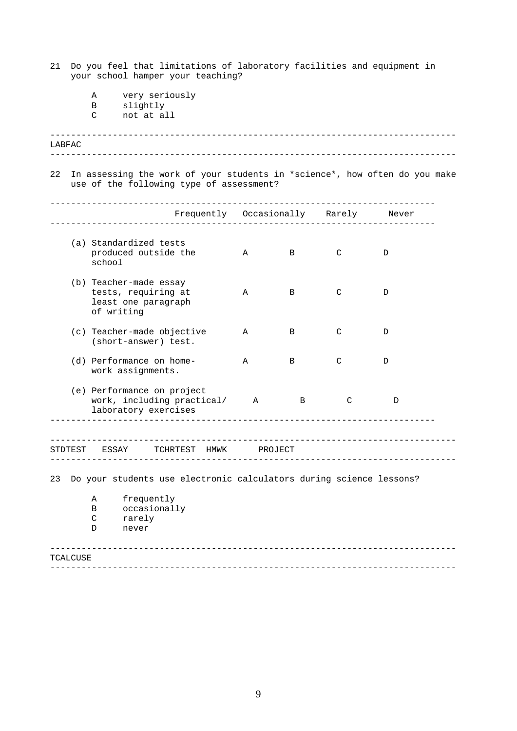21 Do you feel that limitations of laboratory facilities and equipment in your school hamper your teaching?

- A very seriously
- B slightly
- C not at all

---

LABFAC

---

22 In assessing the work of your students in *science*, how often do you make use of the following type of assessment?

| | Frequently | Occasionally | Rarely | Never |
|---|---|---|---|---|
| (a) Standardized tests produced outside the school | A | B | C | D |
| (b) Teacher-made essay tests, requiring at least one paragraph of writing | A | B | C | D |
| (c) Teacher-made objective (short-answer) test. | A | B | C | D |
| (d) Performance on home-work assignments. | A | B | C | D |
| (e) Performance on project work, including practical/ laboratory exercises | A | B | C | D |

---

STDTEST ESSAY TCHRTEST HMWK PROJECT

---

23 Do your students use electronic calculators during science lessons?

- A frequently
- B occasionally
- C rarely
- D never

---

TCALCUSE

---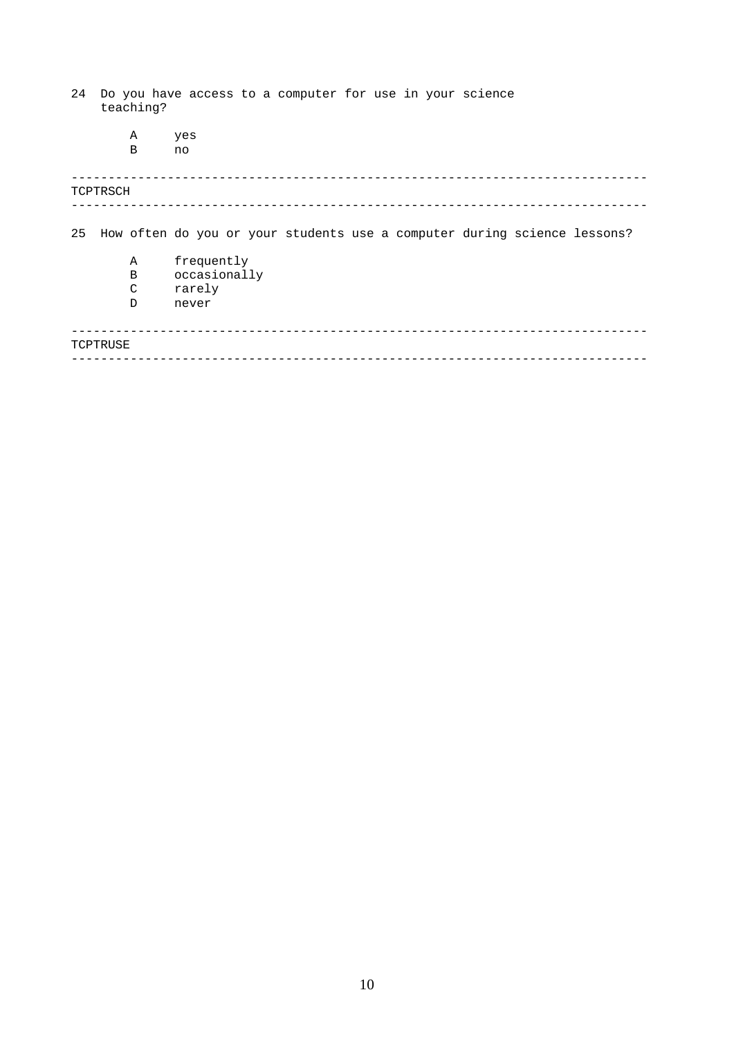24 Do you have access to a computer for use in your science teaching?

- A yes
- B no

---

TCPTRSCH

---

25 How often do you or your students use a computer during science lessons?

- A frequently
- B occasionally
- C rarely
- D never

---

TCPTRUSE

---